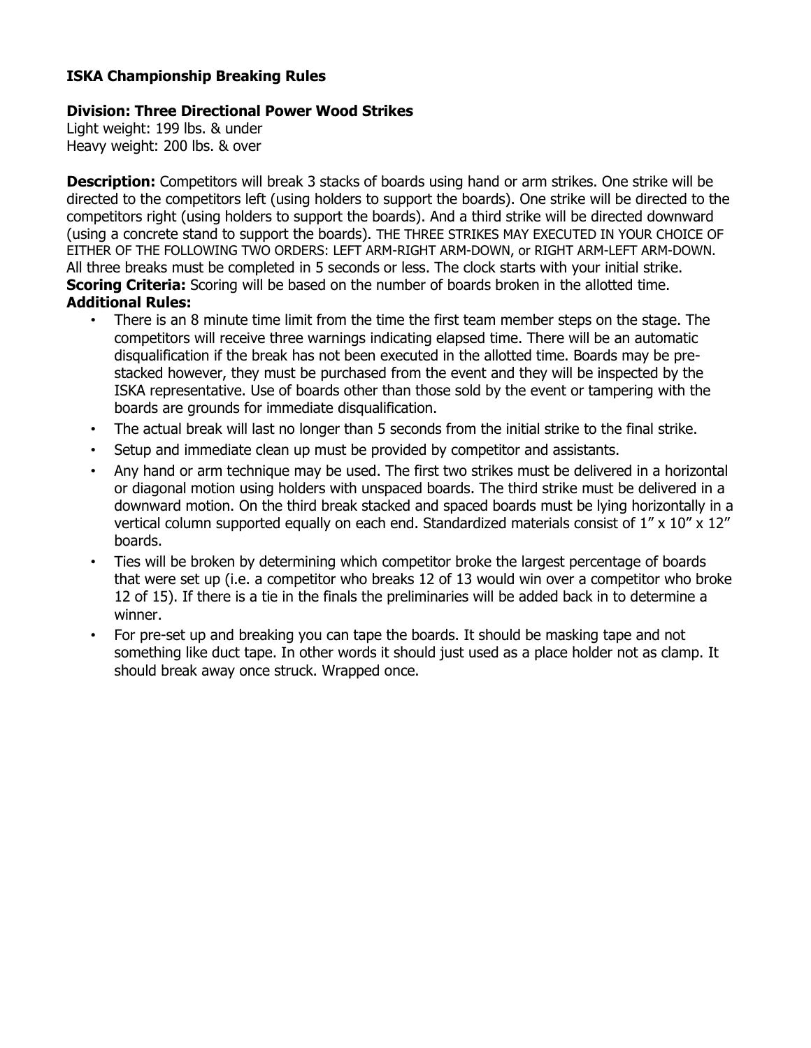**ISKA Championship Breaking Rules**

**Division: Three Directional Power Wood Strikes**

Light weight: 199 lbs. & under
Heavy weight: 200 lbs. & over

**Description:** Competitors will break 3 stacks of boards using hand or arm strikes. One strike will be directed to the competitors left (using holders to support the boards). One strike will be directed to the competitors right (using holders to support the boards). And a third strike will be directed downward (using a concrete stand to support the boards). THE THREE STRIKES MAY EXECUTED IN YOUR CHOICE OF EITHER OF THE FOLLOWING TWO ORDERS: LEFT ARM-RIGHT ARM-DOWN, or RIGHT ARM-LEFT ARM-DOWN. All three breaks must be completed in 5 seconds or less. The clock starts with your initial strike.

**Scoring Criteria:** Scoring will be based on the number of boards broken in the allotted time.

**Additional Rules:**

- There is an 8 minute time limit from the time the first team member steps on the stage. The competitors will receive three warnings indicating elapsed time. There will be an automatic disqualification if the break has not been executed in the allotted time. Boards may be pre-stacked however, they must be purchased from the event and they will be inspected by the ISKA representative. Use of boards other than those sold by the event or tampering with the boards are grounds for immediate disqualification.
- The actual break will last no longer than 5 seconds from the initial strike to the final strike.
- Setup and immediate clean up must be provided by competitor and assistants.
- Any hand or arm technique may be used. The first two strikes must be delivered in a horizontal or diagonal motion using holders with unspaced boards. The third strike must be delivered in a downward motion. On the third break stacked and spaced boards must be lying horizontally in a vertical column supported equally on each end. Standardized materials consist of 1" x 10" x 12" boards.
- Ties will be broken by determining which competitor broke the largest percentage of boards that were set up (i.e. a competitor who breaks 12 of 13 would win over a competitor who broke 12 of 15). If there is a tie in the finals the preliminaries will be added back in to determine a winner.
- For pre-set up and breaking you can tape the boards. It should be masking tape and not something like duct tape. In other words it should just used as a place holder not as clamp. It should break away once struck. Wrapped once.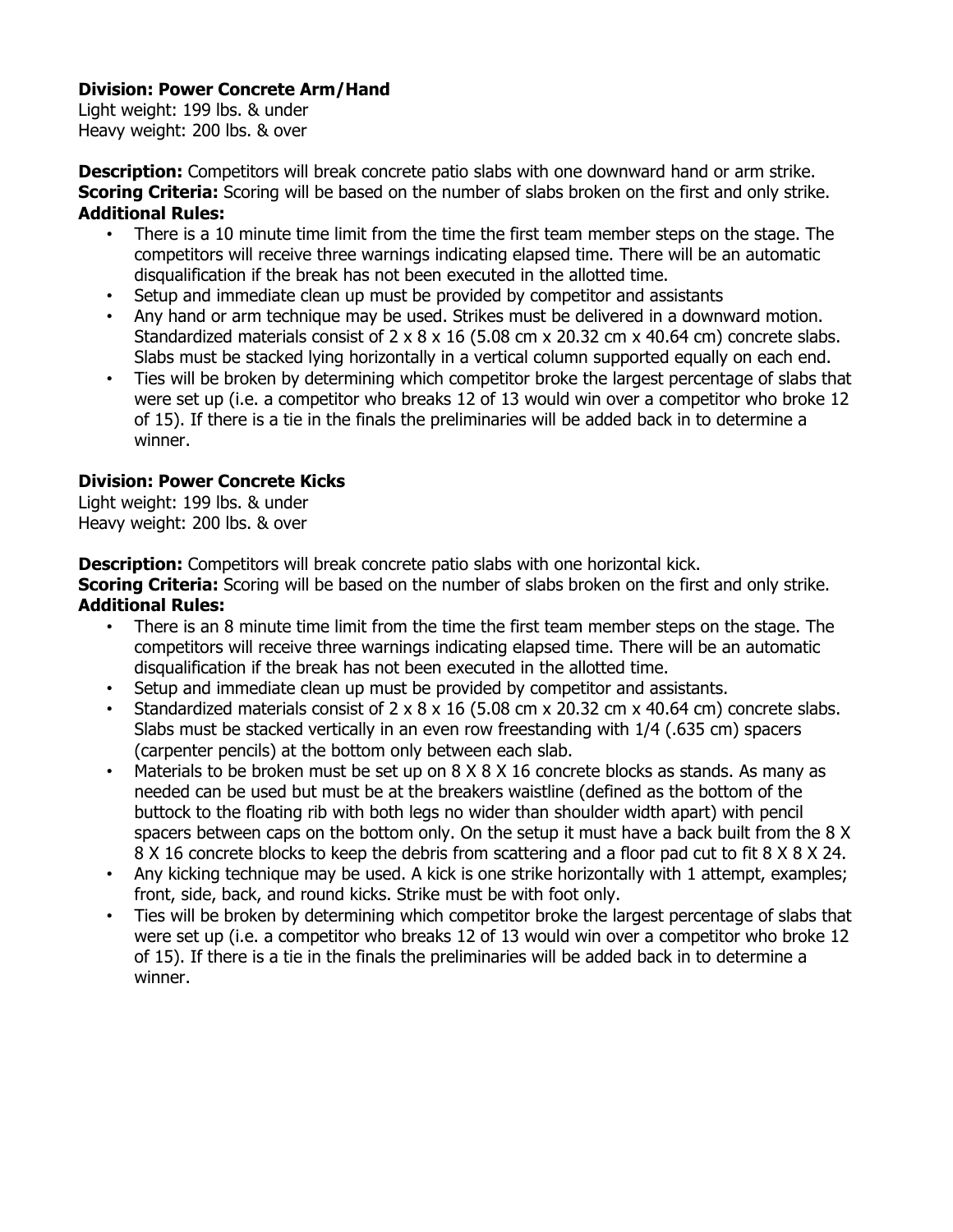**Division: Power Concrete Arm/Hand**
Light weight: 199 lbs. & under
Heavy weight: 200 lbs. & over

**Description:** Competitors will break concrete patio slabs with one downward hand or arm strike.
**Scoring Criteria:** Scoring will be based on the number of slabs broken on the first and only strike.
**Additional Rules:**

- There is a 10 minute time limit from the time the first team member steps on the stage. The competitors will receive three warnings indicating elapsed time. There will be an automatic disqualification if the break has not been executed in the allotted time.
- Setup and immediate clean up must be provided by competitor and assistants
- Any hand or arm technique may be used. Strikes must be delivered in a downward motion. Standardized materials consist of 2 x 8 x 16 (5.08 cm x 20.32 cm x 40.64 cm) concrete slabs. Slabs must be stacked lying horizontally in a vertical column supported equally on each end.
- Ties will be broken by determining which competitor broke the largest percentage of slabs that were set up (i.e. a competitor who breaks 12 of 13 would win over a competitor who broke 12 of 15). If there is a tie in the finals the preliminaries will be added back in to determine a winner.

**Division: Power Concrete Kicks**
Light weight: 199 lbs. & under
Heavy weight: 200 lbs. & over

**Description:** Competitors will break concrete patio slabs with one horizontal kick.
**Scoring Criteria:** Scoring will be based on the number of slabs broken on the first and only strike.
**Additional Rules:**

- There is an 8 minute time limit from the time the first team member steps on the stage. The competitors will receive three warnings indicating elapsed time. There will be an automatic disqualification if the break has not been executed in the allotted time.
- Setup and immediate clean up must be provided by competitor and assistants.
- Standardized materials consist of 2 x 8 x 16 (5.08 cm x 20.32 cm x 40.64 cm) concrete slabs. Slabs must be stacked vertically in an even row freestanding with 1/4 (.635 cm) spacers (carpenter pencils) at the bottom only between each slab.
- Materials to be broken must be set up on 8 X 8 X 16 concrete blocks as stands. As many as needed can be used but must be at the breakers waistline (defined as the bottom of the buttock to the floating rib with both legs no wider than shoulder width apart) with pencil spacers between caps on the bottom only. On the setup it must have a back built from the 8 X 8 X 16 concrete blocks to keep the debris from scattering and a floor pad cut to fit 8 X 8 X 24.
- Any kicking technique may be used. A kick is one strike horizontally with 1 attempt, examples; front, side, back, and round kicks. Strike must be with foot only.
- Ties will be broken by determining which competitor broke the largest percentage of slabs that were set up (i.e. a competitor who breaks 12 of 13 would win over a competitor who broke 12 of 15). If there is a tie in the finals the preliminaries will be added back in to determine a winner.